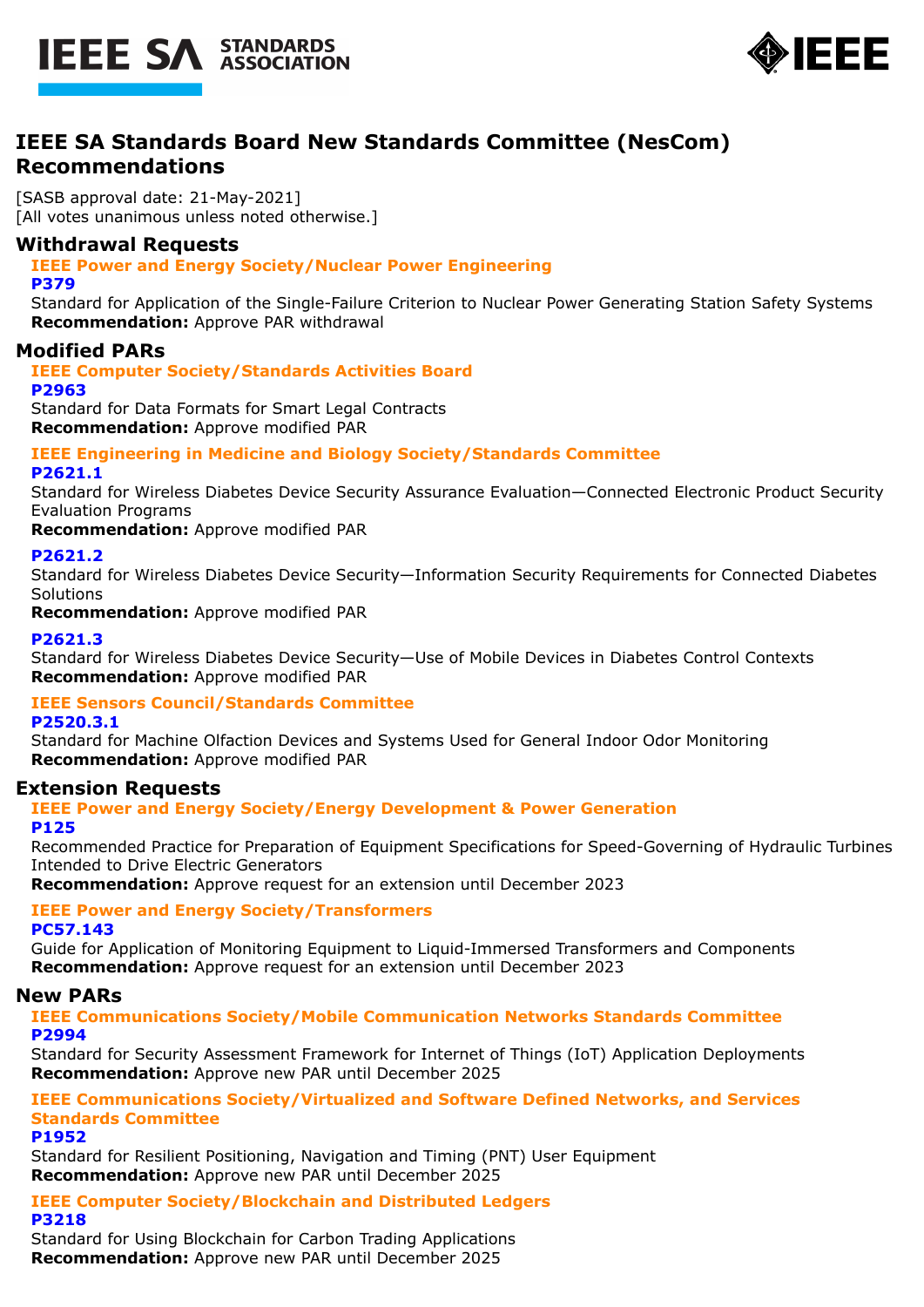# IEEE SA Standards Board New Standards Committee (NesCom) Recommendations

[SASB approval date: 21-May-2021]
[All votes unanimous unless noted otherwise.]

## Withdrawal Requests

### IEEE Power and Energy Society/Nuclear Power Engineering

**P379**
Standard for Application of the Single-Failure Criterion to Nuclear Power Generating Station Safety Systems
**Recommendation:** Approve PAR withdrawal

## Modified PARs

### IEEE Computer Society/Standards Activities Board

**P2963**
Standard for Data Formats for Smart Legal Contracts
**Recommendation:** Approve modified PAR

### IEEE Engineering in Medicine and Biology Society/Standards Committee

**P2621.1**
Standard for Wireless Diabetes Device Security Assurance Evaluation—Connected Electronic Product Security Evaluation Programs
**Recommendation:** Approve modified PAR

**P2621.2**
Standard for Wireless Diabetes Device Security—Information Security Requirements for Connected Diabetes Solutions
**Recommendation:** Approve modified PAR

**P2621.3**
Standard for Wireless Diabetes Device Security—Use of Mobile Devices in Diabetes Control Contexts
**Recommendation:** Approve modified PAR

### IEEE Sensors Council/Standards Committee

**P2520.3.1**
Standard for Machine Olfaction Devices and Systems Used for General Indoor Odor Monitoring
**Recommendation:** Approve modified PAR

## Extension Requests

### IEEE Power and Energy Society/Energy Development & Power Generation

**P125**
Recommended Practice for Preparation of Equipment Specifications for Speed-Governing of Hydraulic Turbines Intended to Drive Electric Generators
**Recommendation:** Approve request for an extension until December 2023

### IEEE Power and Energy Society/Transformers

**PC57.143**
Guide for Application of Monitoring Equipment to Liquid-Immersed Transformers and Components
**Recommendation:** Approve request for an extension until December 2023

## New PARs

### IEEE Communications Society/Mobile Communication Networks Standards Committee

**P2994**
Standard for Security Assessment Framework for Internet of Things (IoT) Application Deployments
**Recommendation:** Approve new PAR until December 2025

### IEEE Communications Society/Virtualized and Software Defined Networks, and Services Standards Committee

**P1952**
Standard for Resilient Positioning, Navigation and Timing (PNT) User Equipment
**Recommendation:** Approve new PAR until December 2025

### IEEE Computer Society/Blockchain and Distributed Ledgers

**P3218**
Standard for Using Blockchain for Carbon Trading Applications
**Recommendation:** Approve new PAR until December 2025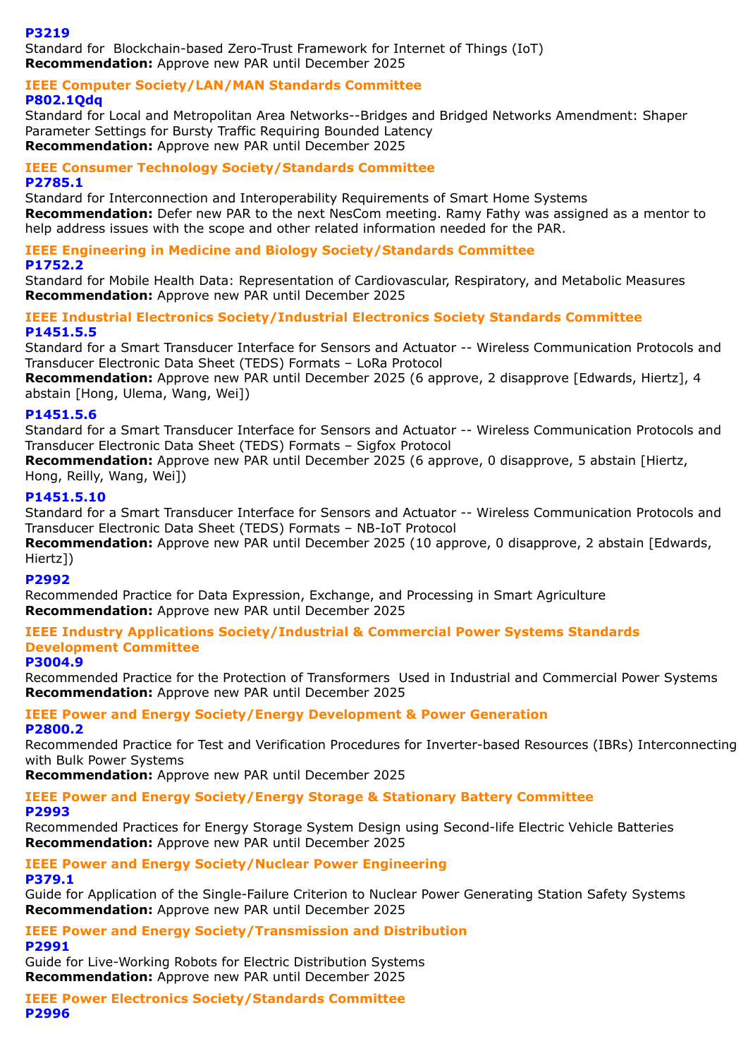**P3219**
Standard for  Blockchain-based Zero-Trust Framework for Internet of Things (IoT)
**Recommendation:** Approve new PAR until December 2025

### IEEE Computer Society/LAN/MAN Standards Committee

**P802.1Qdq**
Standard for Local and Metropolitan Area Networks--Bridges and Bridged Networks Amendment: Shaper Parameter Settings for Bursty Traffic Requiring Bounded Latency
**Recommendation:** Approve new PAR until December 2025

### IEEE Consumer Technology Society/Standards Committee

**P2785.1**
Standard for Interconnection and Interoperability Requirements of Smart Home Systems
**Recommendation:** Defer new PAR to the next NesCom meeting. Ramy Fathy was assigned as a mentor to help address issues with the scope and other related information needed for the PAR.

### IEEE Engineering in Medicine and Biology Society/Standards Committee

**P1752.2**
Standard for Mobile Health Data: Representation of Cardiovascular, Respiratory, and Metabolic Measures
**Recommendation:** Approve new PAR until December 2025

### IEEE Industrial Electronics Society/Industrial Electronics Society Standards Committee

**P1451.5.5**
Standard for a Smart Transducer Interface for Sensors and Actuator -- Wireless Communication Protocols and Transducer Electronic Data Sheet (TEDS) Formats – LoRa Protocol
**Recommendation:** Approve new PAR until December 2025 (6 approve, 2 disapprove [Edwards, Hiertz], 4 abstain [Hong, Ulema, Wang, Wei])

**P1451.5.6**
Standard for a Smart Transducer Interface for Sensors and Actuator -- Wireless Communication Protocols and Transducer Electronic Data Sheet (TEDS) Formats – Sigfox Protocol
**Recommendation:** Approve new PAR until December 2025 (6 approve, 0 disapprove, 5 abstain [Hiertz, Hong, Reilly, Wang, Wei])

**P1451.5.10**
Standard for a Smart Transducer Interface for Sensors and Actuator -- Wireless Communication Protocols and Transducer Electronic Data Sheet (TEDS) Formats – NB-IoT Protocol
**Recommendation:** Approve new PAR until December 2025 (10 approve, 0 disapprove, 2 abstain [Edwards, Hiertz])

**P2992**
Recommended Practice for Data Expression, Exchange, and Processing in Smart Agriculture
**Recommendation:** Approve new PAR until December 2025

### IEEE Industry Applications Society/Industrial & Commercial Power Systems Standards Development Committee

**P3004.9**
Recommended Practice for the Protection of Transformers  Used in Industrial and Commercial Power Systems
**Recommendation:** Approve new PAR until December 2025

### IEEE Power and Energy Society/Energy Development & Power Generation

**P2800.2**
Recommended Practice for Test and Verification Procedures for Inverter-based Resources (IBRs) Interconnecting with Bulk Power Systems
**Recommendation:** Approve new PAR until December 2025

### IEEE Power and Energy Society/Energy Storage & Stationary Battery Committee

**P2993**
Recommended Practices for Energy Storage System Design using Second-life Electric Vehicle Batteries
**Recommendation:** Approve new PAR until December 2025

### IEEE Power and Energy Society/Nuclear Power Engineering

**P379.1**
Guide for Application of the Single-Failure Criterion to Nuclear Power Generating Station Safety Systems
**Recommendation:** Approve new PAR until December 2025

### IEEE Power and Energy Society/Transmission and Distribution

**P2991**
Guide for Live-Working Robots for Electric Distribution Systems
**Recommendation:** Approve new PAR until December 2025

### IEEE Power Electronics Society/Standards Committee

**P2996**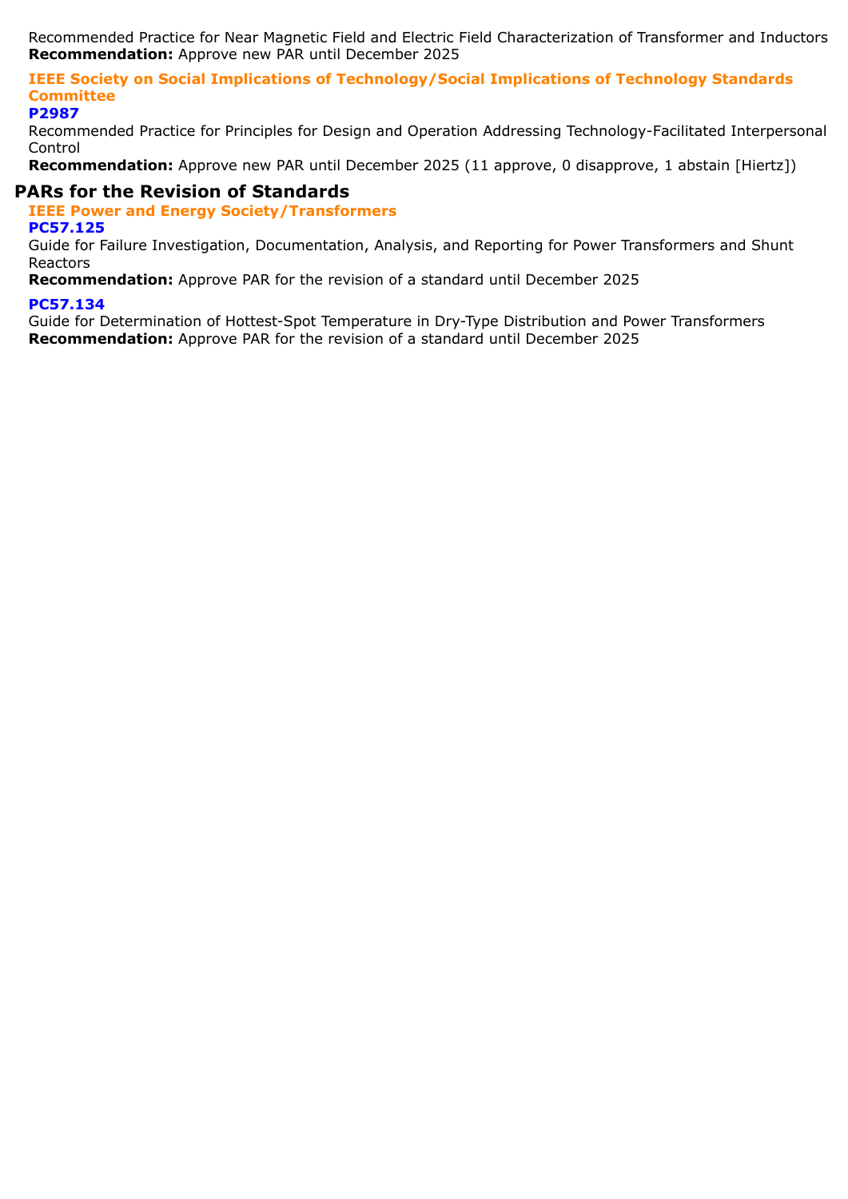Recommended Practice for Near Magnetic Field and Electric Field Characterization of Transformer and Inductors
**Recommendation:** Approve new PAR until December 2025

### IEEE Society on Social Implications of Technology/Social Implications of Technology Standards Committee

**P2987**
Recommended Practice for Principles for Design and Operation Addressing Technology-Facilitated Interpersonal Control
**Recommendation:** Approve new PAR until December 2025 (11 approve, 0 disapprove, 1 abstain [Hiertz])

## PARs for the Revision of Standards

### IEEE Power and Energy Society/Transformers

**PC57.125**
Guide for Failure Investigation, Documentation, Analysis, and Reporting for Power Transformers and Shunt Reactors
**Recommendation:** Approve PAR for the revision of a standard until December 2025

**PC57.134**
Guide for Determination of Hottest-Spot Temperature in Dry-Type Distribution and Power Transformers
**Recommendation:** Approve PAR for the revision of a standard until December 2025